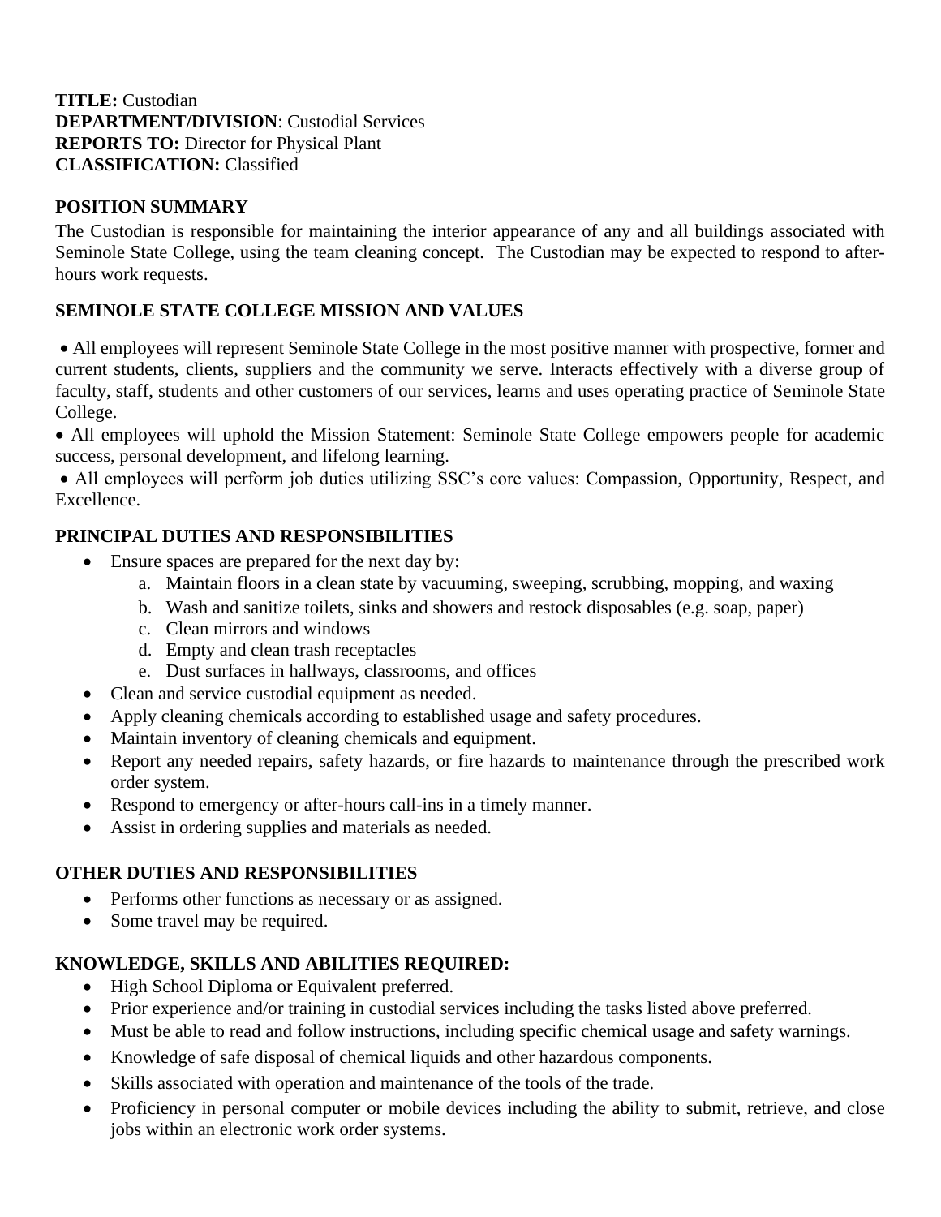**TITLE:** Custodian
**DEPARTMENT/DIVISION**: Custodial Services
**REPORTS TO:** Director for Physical Plant
**CLASSIFICATION:** Classified

## POSITION SUMMARY

The Custodian is responsible for maintaining the interior appearance of any and all buildings associated with Seminole State College, using the team cleaning concept. The Custodian may be expected to respond to after-hours work requests.

## SEMINOLE STATE COLLEGE MISSION AND VALUES

- All employees will represent Seminole State College in the most positive manner with prospective, former and current students, clients, suppliers and the community we serve. Interacts effectively with a diverse group of faculty, staff, students and other customers of our services, learns and uses operating practice of Seminole State College.
- All employees will uphold the Mission Statement: Seminole State College empowers people for academic success, personal development, and lifelong learning.
- All employees will perform job duties utilizing SSC's core values: Compassion, Opportunity, Respect, and Excellence.

## PRINCIPAL DUTIES AND RESPONSIBILITIES

- Ensure spaces are prepared for the next day by:
  a. Maintain floors in a clean state by vacuuming, sweeping, scrubbing, mopping, and waxing
  b. Wash and sanitize toilets, sinks and showers and restock disposables (e.g. soap, paper)
  c. Clean mirrors and windows
  d. Empty and clean trash receptacles
  e. Dust surfaces in hallways, classrooms, and offices
- Clean and service custodial equipment as needed.
- Apply cleaning chemicals according to established usage and safety procedures.
- Maintain inventory of cleaning chemicals and equipment.
- Report any needed repairs, safety hazards, or fire hazards to maintenance through the prescribed work order system.
- Respond to emergency or after-hours call-ins in a timely manner.
- Assist in ordering supplies and materials as needed.

## OTHER DUTIES AND RESPONSIBILITIES

- Performs other functions as necessary or as assigned.
- Some travel may be required.

## KNOWLEDGE, SKILLS AND ABILITIES REQUIRED:

- High School Diploma or Equivalent preferred.
- Prior experience and/or training in custodial services including the tasks listed above preferred.
- Must be able to read and follow instructions, including specific chemical usage and safety warnings.
- Knowledge of safe disposal of chemical liquids and other hazardous components.
- Skills associated with operation and maintenance of the tools of the trade.
- Proficiency in personal computer or mobile devices including the ability to submit, retrieve, and close jobs within an electronic work order systems.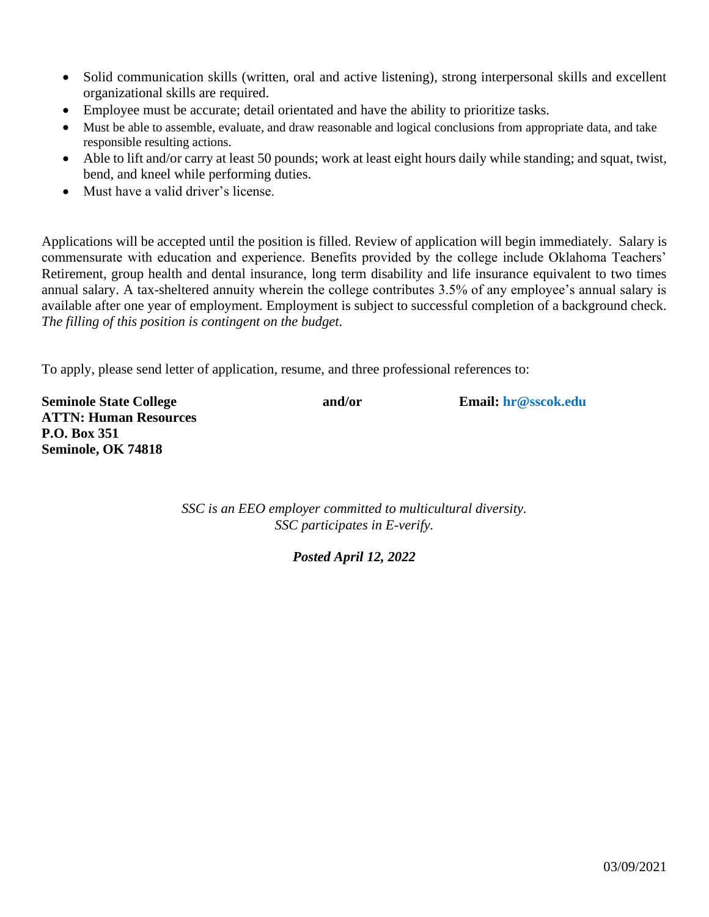- Solid communication skills (written, oral and active listening), strong interpersonal skills and excellent organizational skills are required.
- Employee must be accurate; detail orientated and have the ability to prioritize tasks.
- Must be able to assemble, evaluate, and draw reasonable and logical conclusions from appropriate data, and take responsible resulting actions.
- Able to lift and/or carry at least 50 pounds; work at least eight hours daily while standing; and squat, twist, bend, and kneel while performing duties.
- Must have a valid driver's license.

Applications will be accepted until the position is filled. Review of application will begin immediately. Salary is commensurate with education and experience. Benefits provided by the college include Oklahoma Teachers' Retirement, group health and dental insurance, long term disability and life insurance equivalent to two times annual salary. A tax-sheltered annuity wherein the college contributes 3.5% of any employee's annual salary is available after one year of employment. Employment is subject to successful completion of a background check. *The filling of this position is contingent on the budget.*

To apply, please send letter of application, resume, and three professional references to:

**Seminole State College**
**ATTN: Human Resources**
**P.O. Box 351**
**Seminole, OK 74818**

**and/or**

**Email: hr@sscok.edu**

*SSC is an EEO employer committed to multicultural diversity.*
*SSC participates in E-verify.*

***Posted April 12, 2022***

03/09/2021